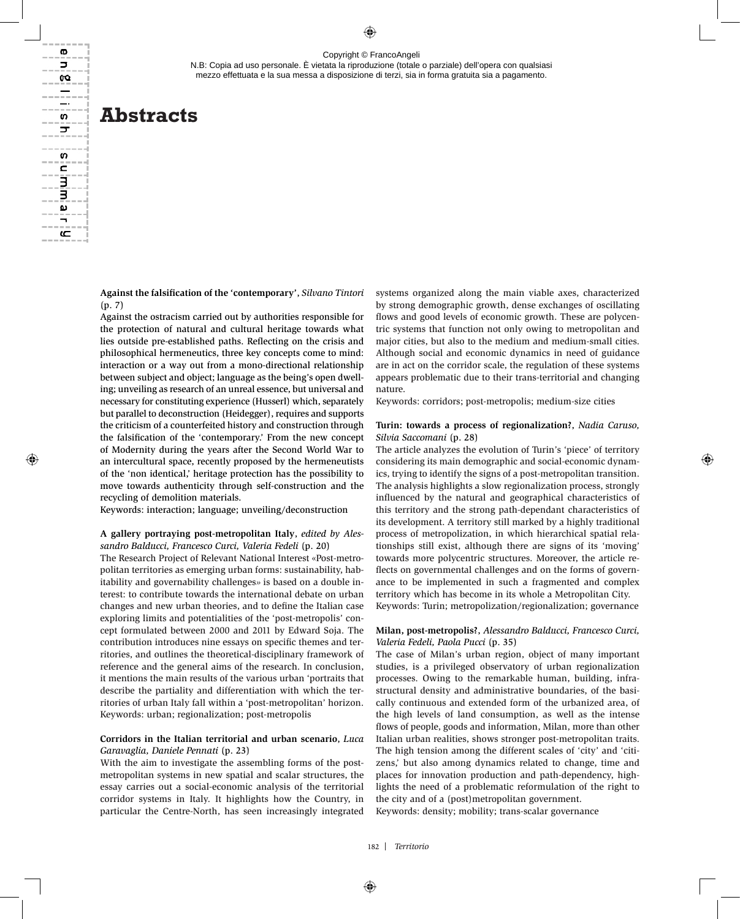# Abstracts

**Against the falsification of the 'contemporary'**, *Silvano Tintori* (p. 7)

Against the ostracism carried out by authorities responsible for the protection of natural and cultural heritage towards what lies outside pre-established paths. Reflecting on the crisis and philosophical hermeneutics, three key concepts come to mind: interaction or a way out from a mono-directional relationship between subject and object; language as the being's open dwelling; unveiling as research of an unreal essence, but universal and necessary for constituting experience (Husserl) which, separately but parallel to deconstruction (Heidegger), requires and supports the criticism of a counterfeited history and construction through the falsification of the 'contemporary.' From the new concept of Modernity during the years after the Second World War to an intercultural space, recently proposed by the hermeneutists of the 'non identical,' heritage protection has the possibility to move towards authenticity through self-construction and the recycling of demolition materials.

Keywords: interaction; language; unveiling/deconstruction

**A gallery portraying post-metropolitan Italy**, *edited by Alessandro Balducci, Francesco Curci, Valeria Fedeli* (p. 20)

The Research Project of Relevant National Interest «Post-metropolitan territories as emerging urban forms: sustainability, habitability and governability challenges» is based on a double interest: to contribute towards the international debate on urban changes and new urban theories, and to define the Italian case exploring limits and potentialities of the 'post-metropolis' concept formulated between 2000 and 2011 by Edward Soja. The contribution introduces nine essays on specific themes and territories, and outlines the theoretical-disciplinary framework of reference and the general aims of the research. In conclusion, it mentions the main results of the various urban 'portraits that describe the partiality and differentiation with which the territories of urban Italy fall within a 'post-metropolitan' horizon.

Keywords: urban; regionalization; post-metropolis

**Corridors in the Italian territorial and urban scenario**, *Luca Garavaglia, Daniele Pennati* (p. 23)

With the aim to investigate the assembling forms of the post-metropolitan systems in new spatial and scalar structures, the essay carries out a social-economic analysis of the territorial corridor systems in Italy. It highlights how the Country, in particular the Centre-North, has seen increasingly integrated systems organized along the main viable axes, characterized by strong demographic growth, dense exchanges of oscillating flows and good levels of economic growth. These are polycentric systems that function not only owing to metropolitan and major cities, but also to the medium and medium-small cities. Although social and economic dynamics in need of guidance are in act on the corridor scale, the regulation of these systems appears problematic due to their trans-territorial and changing nature.

Keywords: corridors; post-metropolis; medium-size cities

**Turin: towards a process of regionalization?**, *Nadia Caruso, Silvia Saccomani* (p. 28)

The article analyzes the evolution of Turin's 'piece' of territory considering its main demographic and social-economic dynamics, trying to identify the signs of a post-metropolitan transition. The analysis highlights a slow regionalization process, strongly influenced by the natural and geographical characteristics of this territory and the strong path-dependant characteristics of its development. A territory still marked by a highly traditional process of metropolization, in which hierarchical spatial relationships still exist, although there are signs of its 'moving' towards more polycentric structures. Moreover, the article reflects on governmental challenges and on the forms of governance to be implemented in such a fragmented and complex territory which has become in its whole a Metropolitan City.

Keywords: Turin; metropolization/regionalization; governance

**Milan, post-metropolis?**, *Alessandro Balducci, Francesco Curci, Valeria Fedeli, Paola Pucci* (p. 35)

The case of Milan's urban region, object of many important studies, is a privileged observatory of urban regionalization processes. Owing to the remarkable human, building, infrastructural density and administrative boundaries, of the basically continuous and extended form of the urbanized area, of the high levels of land consumption, as well as the intense flows of people, goods and information, Milan, more than other Italian urban realities, shows stronger post-metropolitan traits. The high tension among the different scales of 'city' and 'citizens,' but also among dynamics related to change, time and places for innovation production and path-dependency, highlights the need of a problematic reformulation of the right to the city and of a (post)metropolitan government.

Keywords: density; mobility; trans-scalar governance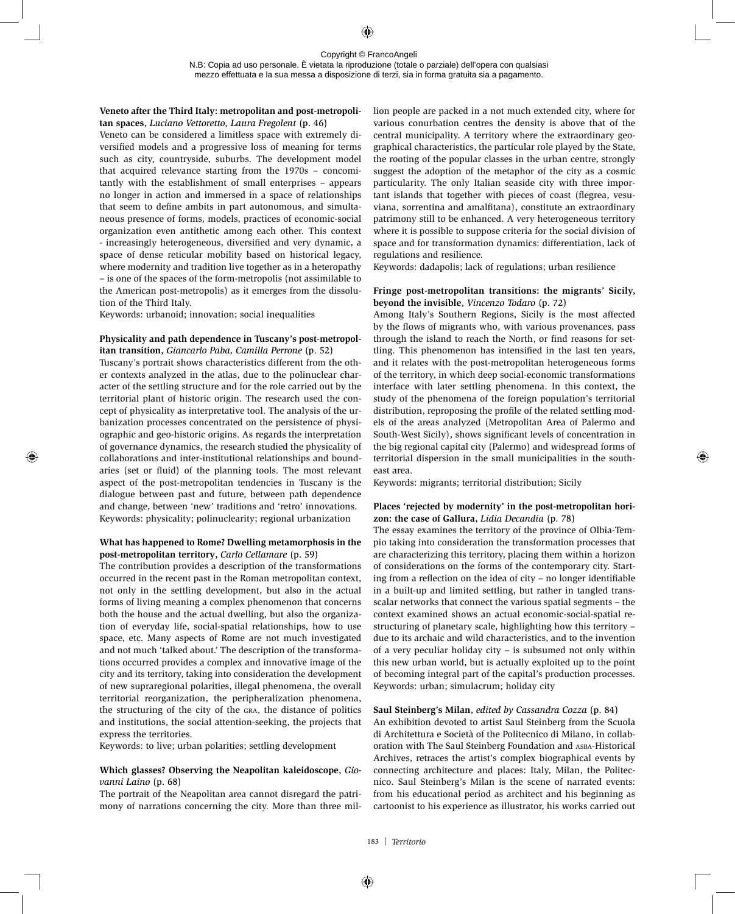**Veneto after the Third Italy: metropolitan and post-metropolitan spaces**, *Luciano Vettoretto, Laura Fregolent* (p. 46)

Veneto can be considered a limitless space with extremely diversified models and a progressive loss of meaning for terms such as city, countryside, suburbs. The development model that acquired relevance starting from the 1970s – concomitantly with the establishment of small enterprises – appears no longer in action and immersed in a space of relationships that seem to define ambits in part autonomous, and simultaneous presence of forms, models, practices of economic-social organization even antithetic among each other. This context - increasingly heterogeneous, diversified and very dynamic, a space of dense reticular mobility based on historical legacy, where modernity and tradition live together as in a heteropathy – is one of the spaces of the form-metropolis (not assimilable to the American post-metropolis) as it emerges from the dissolution of the Third Italy.

Keywords: urbanoid; innovation; social inequalities

**Physicality and path dependence in Tuscany's post-metropolitan transition**, *Giancarlo Paba, Camilla Perrone* (p. 52)

Tuscany's portrait shows characteristics different from the other contexts analyzed in the atlas, due to the polinuclear character of the settling structure and for the role carried out by the territorial plant of historic origin. The research used the concept of physicality as interpretative tool. The analysis of the urbanization processes concentrated on the persistence of physiographic and geo-historic origins. As regards the interpretation of governance dynamics, the research studied the physicality of collaborations and inter-institutional relationships and boundaries (set or fluid) of the planning tools. The most relevant aspect of the post-metropolitan tendencies in Tuscany is the dialogue between past and future, between path dependence and change, between 'new' traditions and 'retro' innovations.

Keywords: physicality; polinuclearity; regional urbanization

**What has happened to Rome? Dwelling metamorphosis in the post-metropolitan territory**, *Carlo Cellamare* (p. 59)

The contribution provides a description of the transformations occurred in the recent past in the Roman metropolitan context, not only in the settling development, but also in the actual forms of living meaning a complex phenomenon that concerns both the house and the actual dwelling, but also the organization of everyday life, social-spatial relationships, how to use space, etc. Many aspects of Rome are not much investigated and not much 'talked about.' The description of the transformations occurred provides a complex and innovative image of the city and its territory, taking into consideration the development of new supraregional polarities, illegal phenomena, the overall territorial reorganization, the peripheralization phenomena, the structuring of the city of the GRA, the distance of politics and institutions, the social attention-seeking, the projects that express the territories.

Keywords: to live; urban polarities; settling development

**Which glasses? Observing the Neapolitan kaleidoscope**, *Giovanni Laino* (p. 68)

The portrait of the Neapolitan area cannot disregard the patrimony of narrations concerning the city. More than three million people are packed in a not much extended city, where for various conurbation centres the density is above that of the central municipality. A territory where the extraordinary geographical characteristics, the particular role played by the State, the rooting of the popular classes in the urban centre, strongly suggest the adoption of the metaphor of the city as a cosmic particularity. The only Italian seaside city with three important islands that together with pieces of coast (flegrea, vesuviana, sorrentina and amalfitana), constitute an extraordinary patrimony still to be enhanced. A very heterogeneous territory where it is possible to suppose criteria for the social division of space and for transformation dynamics: differentiation, lack of regulations and resilience.

Keywords: dadapolis; lack of regulations; urban resilience

**Fringe post-metropolitan transitions: the migrants' Sicily, beyond the invisible**, *Vincenzo Todaro* (p. 72)

Among Italy's Southern Regions, Sicily is the most affected by the flows of migrants who, with various provenances, pass through the island to reach the North, or find reasons for settling. This phenomenon has intensified in the last ten years, and it relates with the post-metropolitan heterogeneous forms of the territory, in which deep social-economic transformations interface with later settling phenomena. In this context, the study of the phenomena of the foreign population's territorial distribution, reproposing the profile of the related settling models of the areas analyzed (Metropolitan Area of Palermo and South-West Sicily), shows significant levels of concentration in the big regional capital city (Palermo) and widespread forms of territorial dispersion in the small municipalities in the southeast area.

Keywords: migrants; territorial distribution; Sicily

**Places 'rejected by modernity' in the post-metropolitan horizon: the case of Gallura**, *Lidia Decandia* (p. 78)

The essay examines the territory of the province of Olbia-Tempio taking into consideration the transformation processes that are characterizing this territory, placing them within a horizon of considerations on the forms of the contemporary city. Starting from a reflection on the idea of city – no longer identifiable in a built-up and limited settling, but rather in tangled transscalar networks that connect the various spatial segments – the context examined shows an actual economic-social-spatial restructuring of planetary scale, highlighting how this territory – due to its archaic and wild characteristics, and to the invention of a very peculiar holiday city – is subsumed not only within this new urban world, but is actually exploited up to the point of becoming integral part of the capital's production processes.

Keywords: urban; simulacrum; holiday city

**Saul Steinberg's Milan**, *edited by Cassandra Cozza* (p. 84)

An exhibition devoted to artist Saul Steinberg from the Scuola di Architettura e Società of the Politecnico di Milano, in collaboration with The Saul Steinberg Foundation and ASBA-Historical Archives, retraces the artist's complex biographical events by connecting architecture and places: Italy, Milan, the Politecnico. Saul Steinberg's Milan is the scene of narrated events: from his educational period as architect and his beginning as cartoonist to his experience as illustrator, his works carried out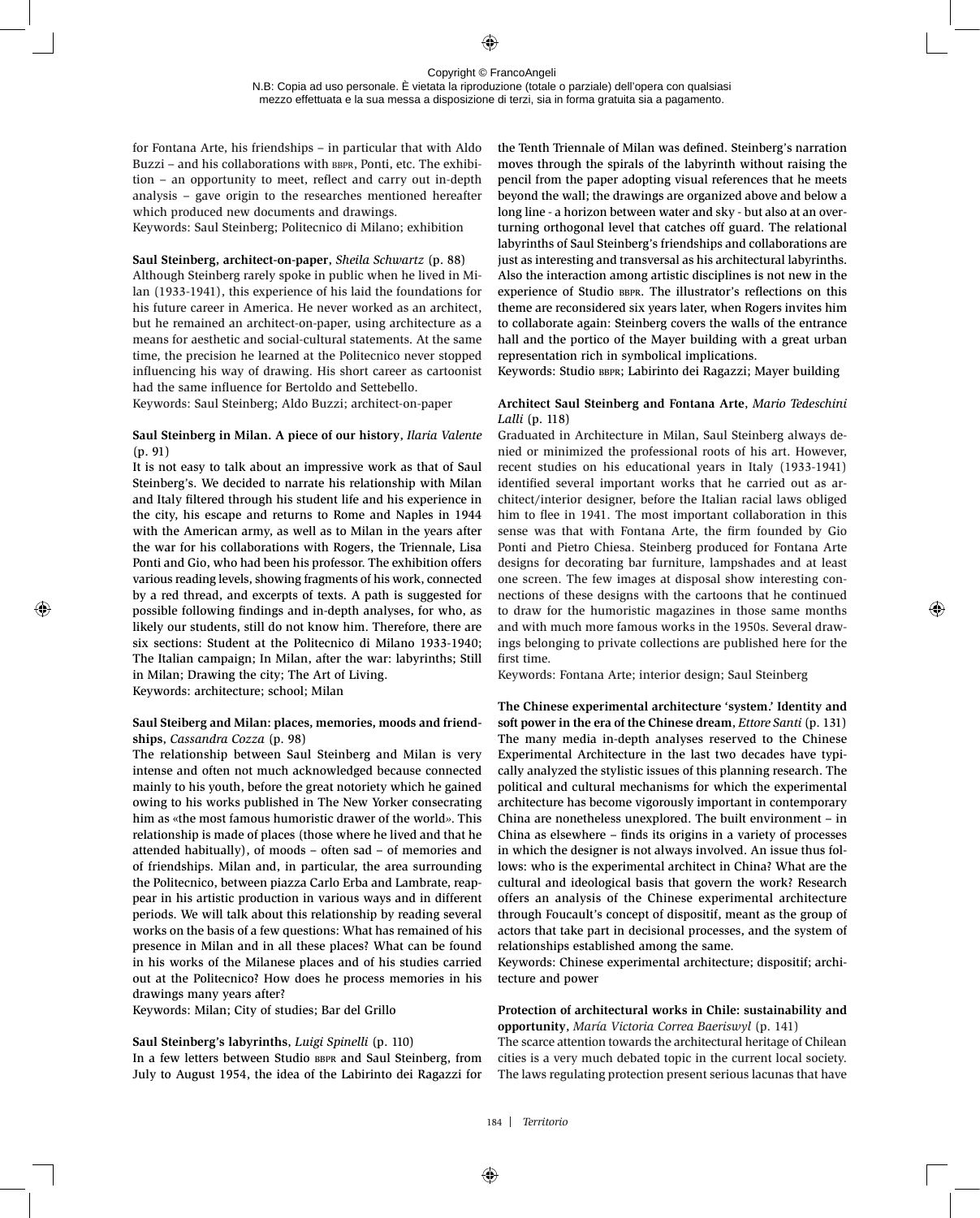for Fontana Arte, his friendships – in particular that with Aldo Buzzi – and his collaborations with BBPR, Ponti, etc. The exhibition – an opportunity to meet, reflect and carry out in-depth analysis – gave origin to the researches mentioned hereafter which produced new documents and drawings.
Keywords: Saul Steinberg; Politecnico di Milano; exhibition

**Saul Steinberg, architect-on-paper**, *Sheila Schwartz* (p. 88)
Although Steinberg rarely spoke in public when he lived in Milan (1933-1941), this experience of his laid the foundations for his future career in America. He never worked as an architect, but he remained an architect-on-paper, using architecture as a means for aesthetic and social-cultural statements. At the same time, the precision he learned at the Politecnico never stopped influencing his way of drawing. His short career as cartoonist had the same influence for Bertoldo and Settebello.
Keywords: Saul Steinberg; Aldo Buzzi; architect-on-paper

**Saul Steinberg in Milan. A piece of our history**, *Ilaria Valente* (p. 91)
It is not easy to talk about an impressive work as that of Saul Steinberg's. We decided to narrate his relationship with Milan and Italy filtered through his student life and his experience in the city, his escape and returns to Rome and Naples in 1944 with the American army, as well as to Milan in the years after the war for his collaborations with Rogers, the Triennale, Lisa Ponti and Gio, who had been his professor. The exhibition offers various reading levels, showing fragments of his work, connected by a red thread, and excerpts of texts. A path is suggested for possible following findings and in-depth analyses, for who, as likely our students, still do not know him. Therefore, there are six sections: Student at the Politecnico di Milano 1933-1940; The Italian campaign; In Milan, after the war: labyrinths; Still in Milan; Drawing the city; The Art of Living.
Keywords: architecture; school; Milan

**Saul Steiberg and Milan: places, memories, moods and friendships**, *Cassandra Cozza* (p. 98)
The relationship between Saul Steinberg and Milan is very intense and often not much acknowledged because connected mainly to his youth, before the great notoriety which he gained owing to his works published in The New Yorker consecrating him as «the most famous humoristic drawer of the world». This relationship is made of places (those where he lived and that he attended habitually), of moods – often sad – of memories and of friendships. Milan and, in particular, the area surrounding the Politecnico, between piazza Carlo Erba and Lambrate, reappear in his artistic production in various ways and in different periods. We will talk about this relationship by reading several works on the basis of a few questions: What has remained of his presence in Milan and in all these places? What can be found in his works of the Milanese places and of his studies carried out at the Politecnico? How does he process memories in his drawings many years after?
Keywords: Milan; City of studies; Bar del Grillo

**Saul Steinberg's labyrinths**, *Luigi Spinelli* (p. 110)
In a few letters between Studio BBPR and Saul Steinberg, from July to August 1954, the idea of the Labirinto dei Ragazzi for the Tenth Triennale of Milan was defined. Steinberg's narration moves through the spirals of the labyrinth without raising the pencil from the paper adopting visual references that he meets beyond the wall; the drawings are organized above and below a long line - a horizon between water and sky - but also at an overturning orthogonal level that catches off guard. The relational labyrinths of Saul Steinberg's friendships and collaborations are just as interesting and transversal as his architectural labyrinths. Also the interaction among artistic disciplines is not new in the experience of Studio BBPR. The illustrator's reflections on this theme are reconsidered six years later, when Rogers invites him to collaborate again: Steinberg covers the walls of the entrance hall and the portico of the Mayer building with a great urban representation rich in symbolical implications.
Keywords: Studio BBPR; Labirinto dei Ragazzi; Mayer building

**Architect Saul Steinberg and Fontana Arte**, *Mario Tedeschini Lalli* (p. 118)
Graduated in Architecture in Milan, Saul Steinberg always denied or minimized the professional roots of his art. However, recent studies on his educational years in Italy (1933-1941) identified several important works that he carried out as architect/interior designer, before the Italian racial laws obliged him to flee in 1941. The most important collaboration in this sense was that with Fontana Arte, the firm founded by Gio Ponti and Pietro Chiesa. Steinberg produced for Fontana Arte designs for decorating bar furniture, lampshades and at least one screen. The few images at disposal show interesting connections of these designs with the cartoons that he continued to draw for the humoristic magazines in those same months and with much more famous works in the 1950s. Several drawings belonging to private collections are published here for the first time.
Keywords: Fontana Arte; interior design; Saul Steinberg

**The Chinese experimental architecture 'system.' Identity and soft power in the era of the Chinese dream**, *Ettore Santi* (p. 131)
The many media in-depth analyses reserved to the Chinese Experimental Architecture in the last two decades have typically analyzed the stylistic issues of this planning research. The political and cultural mechanisms for which the experimental architecture has become vigorously important in contemporary China are nonetheless unexplored. The built environment – in China as elsewhere – finds its origins in a variety of processes in which the designer is not always involved. An issue thus follows: who is the experimental architect in China? What are the cultural and ideological basis that govern the work? Research offers an analysis of the Chinese experimental architecture through Foucault's concept of dispositif, meant as the group of actors that take part in decisional processes, and the system of relationships established among the same.
Keywords: Chinese experimental architecture; dispositif; architecture and power

**Protection of architectural works in Chile: sustainability and opportunity**, *María Victoria Correa Baeriswyl* (p. 141)
The scarce attention towards the architectural heritage of Chilean cities is a very much debated topic in the current local society. The laws regulating protection present serious lacunas that have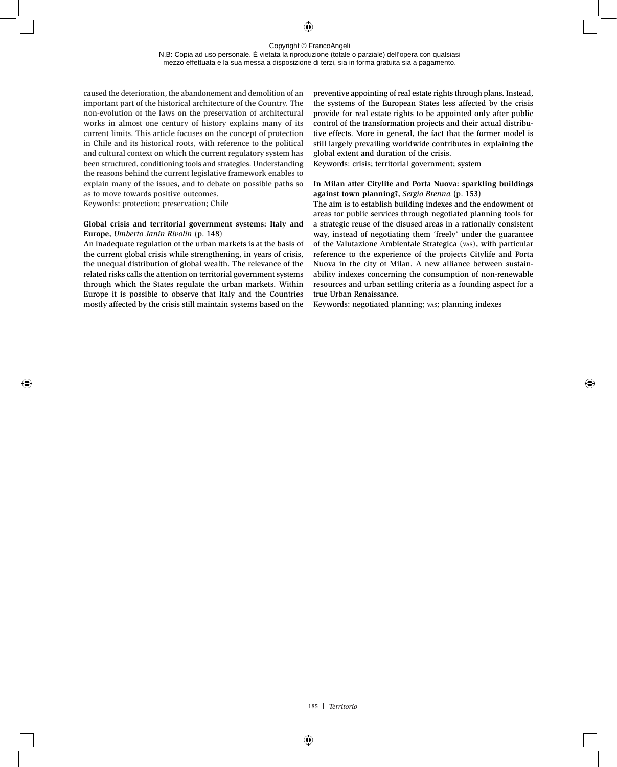caused the deterioration, the abandonement and demolition of an important part of the historical architecture of the Country. The non-evolution of the laws on the preservation of architectural works in almost one century of history explains many of its current limits. This article focuses on the concept of protection in Chile and its historical roots, with reference to the political and cultural context on which the current regulatory system has been structured, conditioning tools and strategies. Understanding the reasons behind the current legislative framework enables to explain many of the issues, and to debate on possible paths so as to move towards positive outcomes.
Keywords: protection; preservation; Chile

**Global crisis and territorial government systems: Italy and Europe**, *Umberto Janin Rivolin* (p. 148)
An inadequate regulation of the urban markets is at the basis of the current global crisis while strengthening, in years of crisis, the unequal distribution of global wealth. The relevance of the related risks calls the attention on territorial government systems through which the States regulate the urban markets. Within Europe it is possible to observe that Italy and the Countries mostly affected by the crisis still maintain systems based on the preventive appointing of real estate rights through plans. Instead, the systems of the European States less affected by the crisis provide for real estate rights to be appointed only after public control of the transformation projects and their actual distributive effects. More in general, the fact that the former model is still largely prevailing worldwide contributes in explaining the global extent and duration of the crisis.
Keywords: crisis; territorial government; system

**In Milan after Citylife and Porta Nuova: sparkling buildings against town planning?**, *Sergio Brenna* (p. 153)
The aim is to establish building indexes and the endowment of areas for public services through negotiated planning tools for a strategic reuse of the disused areas in a rationally consistent way, instead of negotiating them 'freely' under the guarantee of the Valutazione Ambientale Strategica (VAS), with particular reference to the experience of the projects Citylife and Porta Nuova in the city of Milan. A new alliance between sustainability indexes concerning the consumption of non-renewable resources and urban settling criteria as a founding aspect for a true Urban Renaissance.
Keywords: negotiated planning; VAS; planning indexes